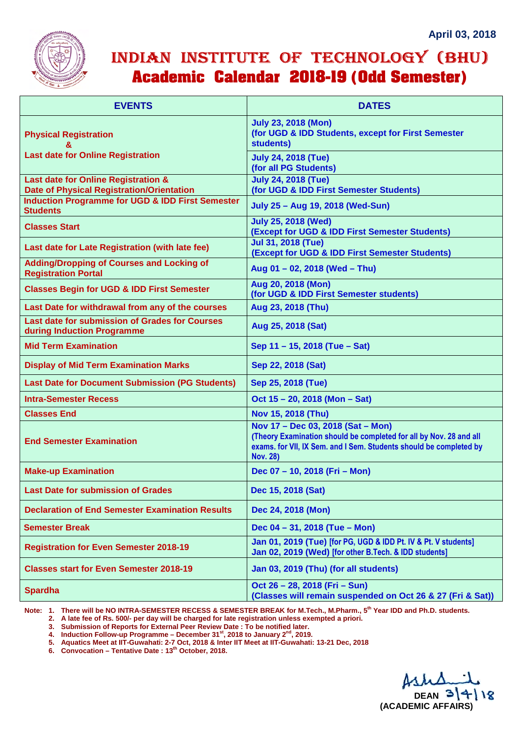April 03, 2018

# INDIAN INSTITUTE OF TECHNOLOGY (BHU)
## Academic Calendar 2018-19 (Odd Semester)

| EVENTS | DATES |
|---|---|
| Physical Registration & Last date for Online Registration | July 23, 2018 (Mon) (for UGD & IDD Students, except for First Semester students) |
| | July 24, 2018 (Tue) (for all PG Students) |
| Last date for Online Registration & Date of Physical Registration/Orientation | July 24, 2018 (Tue) (for UGD & IDD First Semester Students) |
| Induction Programme for UGD & IDD First Semester Students | July 25 – Aug 19, 2018 (Wed-Sun) |
| Classes Start | July 25, 2018 (Wed) (Except for UGD & IDD First Semester Students) |
| Last date for Late Registration (with late fee) | Jul 31, 2018 (Tue) (Except for UGD & IDD First Semester Students) |
| Adding/Dropping of Courses and Locking of Registration Portal | Aug 01 – 02, 2018 (Wed – Thu) |
| Classes Begin for UGD & IDD First Semester | Aug 20, 2018 (Mon) (for UGD & IDD First Semester students) |
| Last Date for withdrawal from any of the courses | Aug 23, 2018 (Thu) |
| Last date for submission of Grades for Courses during Induction Programme | Aug 25, 2018 (Sat) |
| Mid Term Examination | Sep 11 – 15, 2018 (Tue – Sat) |
| Display of Mid Term Examination Marks | Sep 22, 2018 (Sat) |
| Last Date for Document Submission (PG Students) | Sep 25, 2018 (Tue) |
| Intra-Semester Recess | Oct 15 – 20, 2018 (Mon – Sat) |
| Classes End | Nov 15, 2018 (Thu) |
| End Semester Examination | Nov 17 – Dec 03, 2018 (Sat – Mon) (Theory Examination should be completed for all by Nov. 28 and all exams. for VII, IX Sem. and I Sem. Students should be completed by Nov. 28) |
| Make-up Examination | Dec 07 – 10, 2018 (Fri – Mon) |
| Last Date for submission of Grades | Dec 15, 2018 (Sat) |
| Declaration of End Semester Examination Results | Dec 24, 2018 (Mon) |
| Semester Break | Dec 04 – 31, 2018 (Tue – Mon) |
| Registration for Even Semester 2018-19 | Jan 01, 2019 (Tue) [for PG, UGD & IDD Pt. IV & Pt. V students] Jan 02, 2019 (Wed) [for other B.Tech. & IDD students] |
| Classes start for Even Semester 2018-19 | Jan 03, 2019 (Thu) (for all students) |
| Spardha | Oct 26 – 28, 2018 (Fri – Sun) (Classes will remain suspended on Oct 26 & 27 (Fri & Sat)) |

Note:
1. There will be NO INTRA-SEMESTER RECESS & SEMESTER BREAK for M.Tech., M.Pharm., 5th Year IDD and Ph.D. students.
2. A late fee of Rs. 500/- per day will be charged for late registration unless exempted a priori.
3. Submission of Reports for External Peer Review Date : To be notified later.
4. Induction Follow-up Programme – December 31st, 2018 to January 2nd, 2019.
5. Aquatics Meet at IIT-Guwahati: 2-7 Oct, 2018 & Inter IIT Meet at IIT-Guwahati: 13-21 Dec, 2018
6. Convocation – Tentative Date : 13th October, 2018.

DEAN 3/4/18
(ACADEMIC AFFAIRS)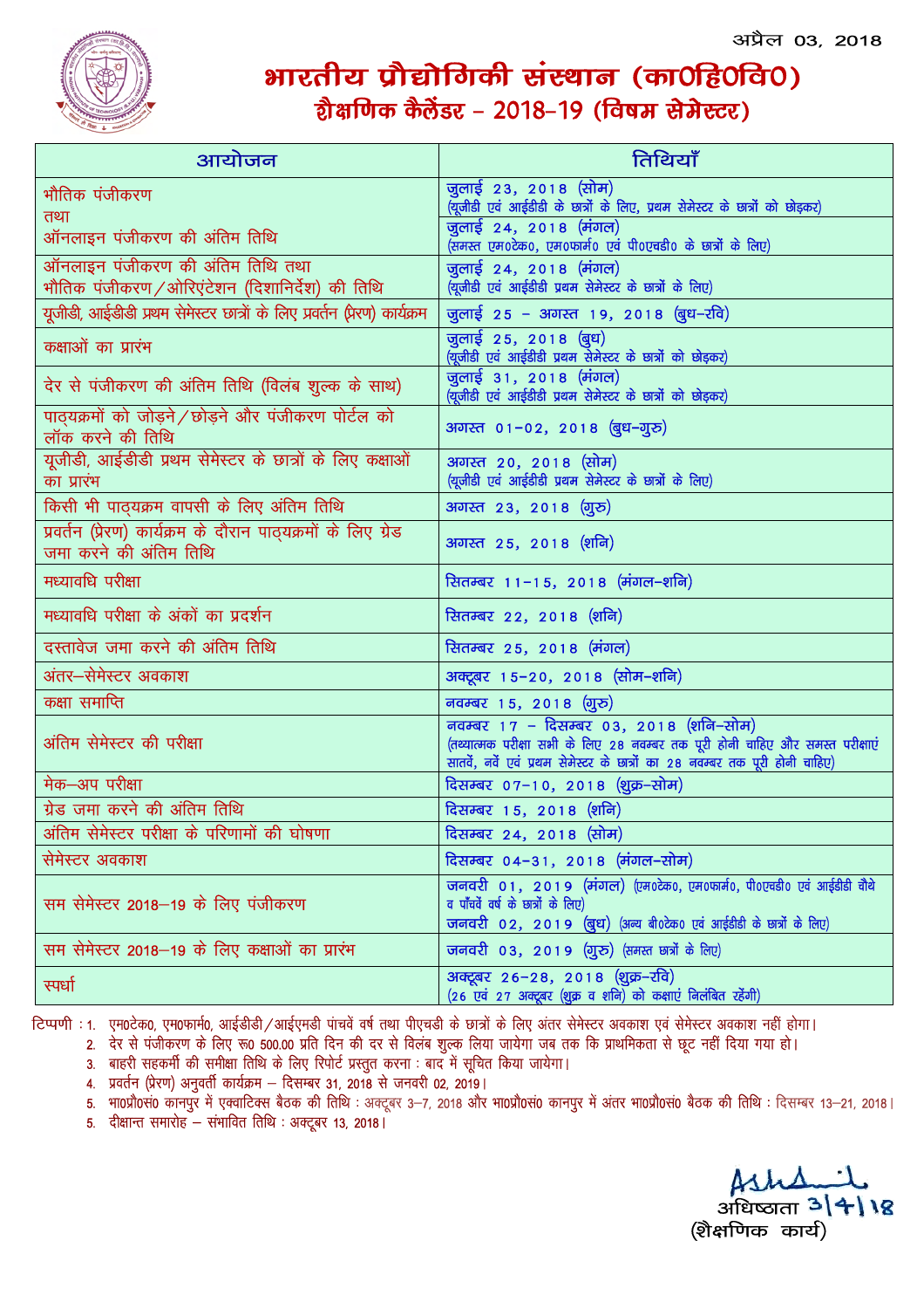अप्रैल 03, 2018

# भारतीय प्रौद्योगिकी संस्थान (का0हि0वि0)

## शैक्षणिक कैलेंडर – 2018–19 (विषम सेमेस्टर)

| आयोजन | तिथियाँ |
|---|---|
| भौतिक पंजीकरण तथा ऑनलाइन पंजीकरण की अंतिम तिथि | जुलाई 23, 2018 (सोम) (यूजीडी एवं आईडीडी के छात्रों के लिए, प्रथम सेमेस्टर के छात्रों को छोड़कर) |
| | जुलाई 24, 2018 (मंगल) (समस्त एम0टेक0, एम0फार्म0 एवं पी0एचडी0 के छात्रों के लिए) |
| ऑनलाइन पंजीकरण की अंतिम तिथि तथा भौतिक पंजीकरण/ओरिएंटेशन (दिशानिर्देश) की तिथि | जुलाई 24, 2018 (मंगल) (यूजीडी एवं आईडीडी प्रथम सेमेस्टर के छात्रों के लिए) |
| यूजीडी, आईडीडी प्रथम सेमेस्टर छात्रों के लिए प्रवर्तन (प्रेरण) कार्यक्रम | जुलाई 25 – अगस्त 19, 2018 (बुध–रवि) |
| कक्षाओं का प्रारंभ | जुलाई 25, 2018 (बुध) (यूजीडी एवं आईडीडी प्रथम सेमेस्टर के छात्रों को छोड़कर) |
| देर से पंजीकरण की अंतिम तिथि (विलंब शुल्क के साथ) | जुलाई 31, 2018 (मंगल) (यूजीडी एवं आईडीडी प्रथम सेमेस्टर के छात्रों को छोड़कर) |
| पाठ्यक्रमों को जोड़ने/छोड़ने और पंजीकरण पोर्टल को लॉक करने की तिथि | अगस्त 01–02, 2018 (बुध–गुरु) |
| यूजीडी, आईडीडी प्रथम सेमेस्टर के छात्रों के लिए कक्षाओं का प्रारंभ | अगस्त 20, 2018 (सोम) (यूजीडी एवं आईडीडी प्रथम सेमेस्टर के छात्रों के लिए) |
| किसी भी पाठ्यक्रम वापसी के लिए अंतिम तिथि | अगस्त 23, 2018 (गुरु) |
| प्रवर्तन (प्रेरण) कार्यक्रम के दौरान पाठ्यक्रमों के लिए ग्रेड जमा करने की अंतिम तिथि | अगस्त 25, 2018 (शनि) |
| मध्यावधि परीक्षा | सितम्बर 11–15, 2018 (मंगल–शनि) |
| मध्यावधि परीक्षा के अंकों का प्रदर्शन | सितम्बर 22, 2018 (शनि) |
| दस्तावेज जमा करने की अंतिम तिथि | सितम्बर 25, 2018 (मंगल) |
| अंतर–सेमेस्टर अवकाश | अक्टूबर 15–20, 2018 (सोम–शनि) |
| कक्षा समाप्ति | नवम्बर 15, 2018 (गुरु) |
| अंतिम सेमेस्टर की परीक्षा | नवम्बर 17 – दिसम्बर 03, 2018 (शनि–सोम) (तथ्यात्मक परीक्षा सभी के लिए 28 नवम्बर तक पूरी होनी चाहिए और समस्त परीक्षाएं सातवें, नवें एवं प्रथम सेमेस्टर के छात्रों का 28 नवम्बर तक पूरी होनी चाहिए) |
| मेक–अप परीक्षा | दिसम्बर 07–10, 2018 (शुक्र–सोम) |
| ग्रेड जमा करने की अंतिम तिथि | दिसम्बर 15, 2018 (शनि) |
| अंतिम सेमेस्टर परीक्षा के परिणामों की घोषणा | दिसम्बर 24, 2018 (सोम) |
| सेमेस्टर अवकाश | दिसम्बर 04–31, 2018 (मंगल–सोम) |
| सम सेमेस्टर 2018–19 के लिए पंजीकरण | जनवरी 01, 2019 (मंगल) (एम0टेक0, एम0फार्म0, पी0एचडी0 एवं आईडीडी चौथे व पाँचवें वर्ष के छात्रों के लिए) |
| | जनवरी 02, 2019 (बुध) (अन्य बी0टेक0 एवं आईडीडी के छात्रों के लिए) |
| सम सेमेस्टर 2018–19 के लिए कक्षाओं का प्रारंभ | जनवरी 03, 2019 (गुरु) (समस्त छात्रों के लिए) |
| स्पर्धा | अक्टूबर 26–28, 2018 (शुक्र–रवि) (26 एवं 27 अक्टूबर (शुक्र व शनि) को कक्षाएं निलंबित रहेंगी) |

टिप्पणी :
1. एम0टेक0, एम0फार्म0, आईडीडी/आईएमडी पांचवें वर्ष तथा पीएचडी के छात्रों के लिए अंतर सेमेस्टर अवकाश एवं सेमेस्टर अवकाश नहीं होगा।
2. देर से पंजीकरण के लिए रू0 500.00 प्रति दिन की दर से विलंब शुल्क लिया जायेगा जब तक कि प्राथमिकता से छूट नहीं दिया गया हो।
3. बाहरी सहकर्मी की समीक्षा तिथि के लिए रिपोर्ट प्रस्तुत करना : बाद में सूचित किया जायेगा।
4. प्रवर्तन (प्रेरण) अनुवर्ती कार्यक्रम – दिसम्बर 31, 2018 से जनवरी 02, 2019।
5. भा0प्रौ0सं0 कानपुर में एक्वाटिक्स बैठक की तिथि : अक्टूबर 3–7, 2018 और भा0प्रौ0सं0 कानपुर में अंतर भा0प्रौ0सं0 बैठक की तिथि : दिसम्बर 13–21, 2018।
5. दीक्षान्त समारोह – संभावित तिथि : अक्टूबर 13, 2018।

3/4/18

अधिष्ठाता
(शैक्षणिक कार्य)